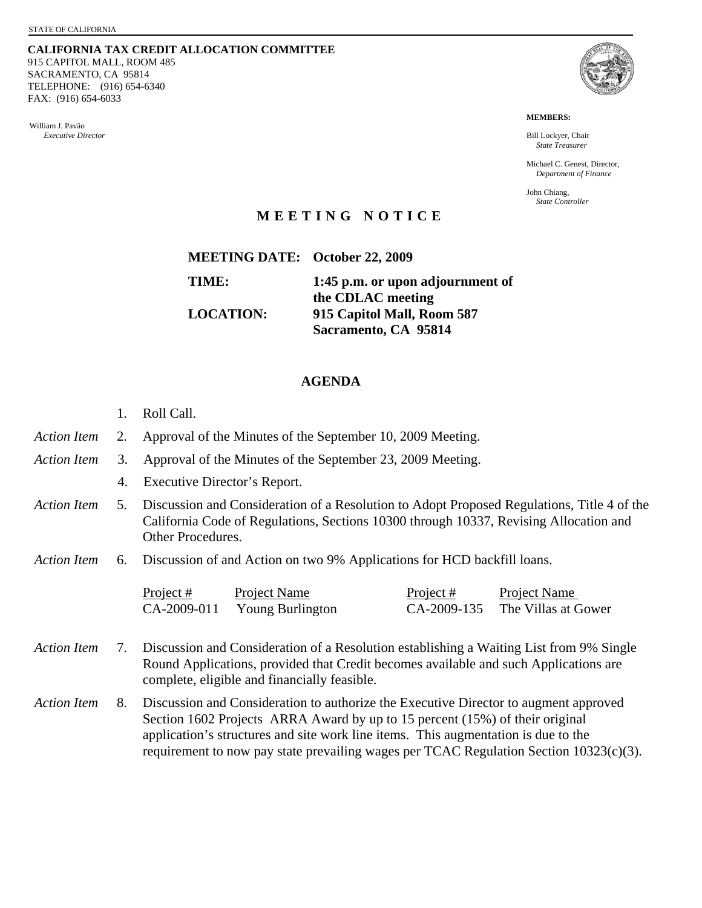STATE OF CALIFORNIA

**CALIFORNIA TAX CREDIT ALLOCATION COMMITTEE**
915 CAPITOL MALL, ROOM 485
SACRAMENTO, CA 95814
TELEPHONE: (916) 654-6340
FAX: (916) 654-6033

William J. Pavão
*Executive Director*

**MEMBERS:**

Bill Lockyer, Chair
*State Treasurer*

Michael C. Genest, Director,
*Department of Finance*

John Chiang,
*State Controller*

# M E E T I N G N O T I C E

**MEETING DATE:** **October 22, 2009**

**TIME:** **1:45 p.m. or upon adjournment of the CDLAC meeting**

**LOCATION:** **915 Capitol Mall, Room 587**
**Sacramento, CA 95814**

## AGENDA

1. Roll Call.

*Action Item* 2. Approval of the Minutes of the September 10, 2009 Meeting.

*Action Item* 3. Approval of the Minutes of the September 23, 2009 Meeting.

4. Executive Director's Report.

*Action Item* 5. Discussion and Consideration of a Resolution to Adopt Proposed Regulations, Title 4 of the California Code of Regulations, Sections 10300 through 10337, Revising Allocation and Other Procedures.

*Action Item* 6. Discussion of and Action on two 9% Applications for HCD backfill loans.

| Project # | Project Name | Project # | Project Name |
|---|---|---|---|
| CA-2009-011 | Young Burlington | CA-2009-135 | The Villas at Gower |

*Action Item* 7. Discussion and Consideration of a Resolution establishing a Waiting List from 9% Single Round Applications, provided that Credit becomes available and such Applications are complete, eligible and financially feasible.

*Action Item* 8. Discussion and Consideration to authorize the Executive Director to augment approved Section 1602 Projects ARRA Award by up to 15 percent (15%) of their original application's structures and site work line items. This augmentation is due to the requirement to now pay state prevailing wages per TCAC Regulation Section 10323(c)(3).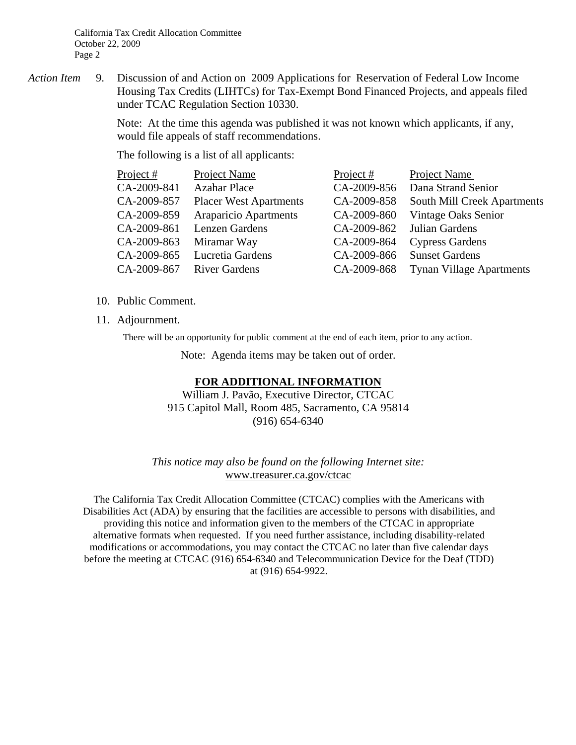*Action Item* 9. Discussion of and Action on 2009 Applications for Reservation of Federal Low Income Housing Tax Credits (LIHTCs) for Tax-Exempt Bond Financed Projects, and appeals filed under TCAC Regulation Section 10330.

Note: At the time this agenda was published it was not known which applicants, if any, would file appeals of staff recommendations.

The following is a list of all applicants:

| Project # | Project Name | Project # | Project Name |
|---|---|---|---|
| CA-2009-841 | Azahar Place | CA-2009-856 | Dana Strand Senior |
| CA-2009-857 | Placer West Apartments | CA-2009-858 | South Mill Creek Apartments |
| CA-2009-859 | Araparicio Apartments | CA-2009-860 | Vintage Oaks Senior |
| CA-2009-861 | Lenzen Gardens | CA-2009-862 | Julian Gardens |
| CA-2009-863 | Miramar Way | CA-2009-864 | Cypress Gardens |
| CA-2009-865 | Lucretia Gardens | CA-2009-866 | Sunset Gardens |
| CA-2009-867 | River Gardens | CA-2009-868 | Tynan Village Apartments |

10. Public Comment.

11. Adjournment.

There will be an opportunity for public comment at the end of each item, prior to any action.

Note: Agenda items may be taken out of order.

**FOR ADDITIONAL INFORMATION**

William J. Pavão, Executive Director, CTCAC
915 Capitol Mall, Room 485, Sacramento, CA 95814
(916) 654-6340

*This notice may also be found on the following Internet site:*
www.treasurer.ca.gov/ctcac

The California Tax Credit Allocation Committee (CTCAC) complies with the Americans with Disabilities Act (ADA) by ensuring that the facilities are accessible to persons with disabilities, and providing this notice and information given to the members of the CTCAC in appropriate alternative formats when requested. If you need further assistance, including disability-related modifications or accommodations, you may contact the CTCAC no later than five calendar days before the meeting at CTCAC (916) 654-6340 and Telecommunication Device for the Deaf (TDD) at (916) 654-9922.